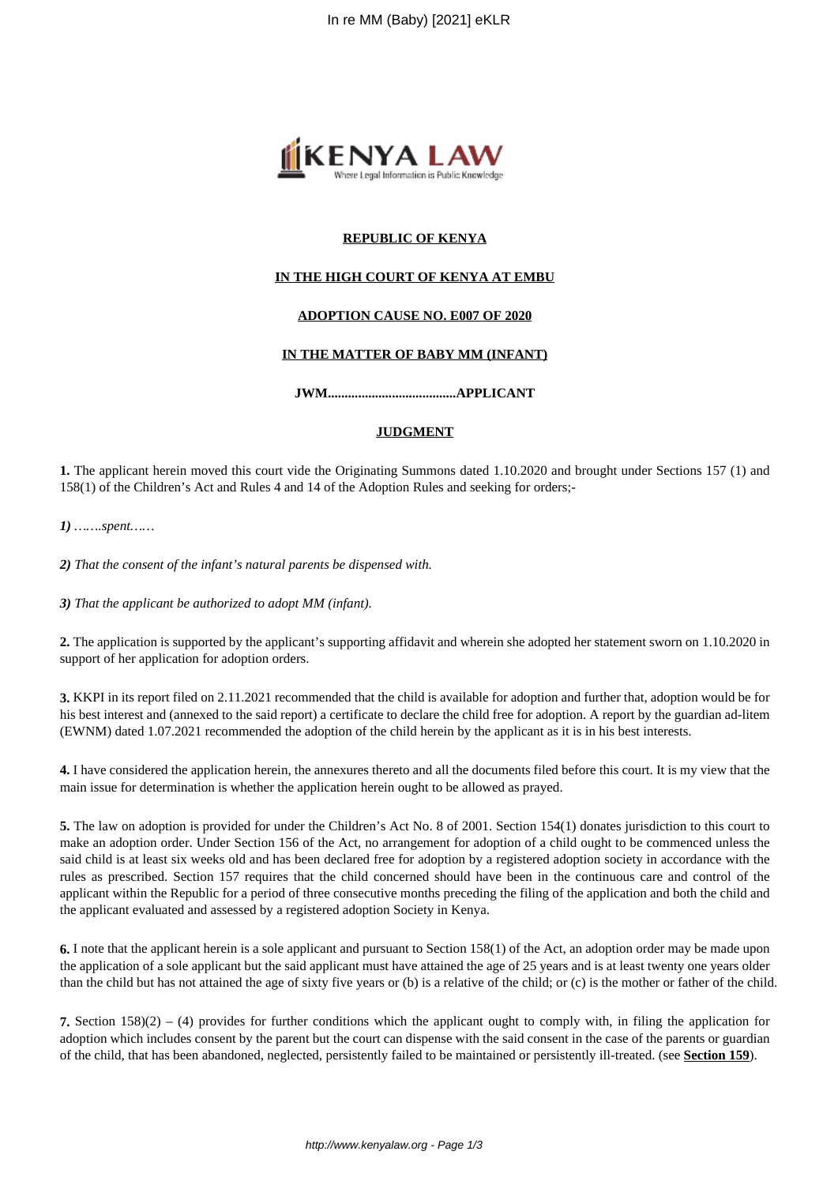**REPUBLIC OF KENYA**

**IN THE HIGH COURT OF KENYA AT EMBU**

**ADOPTION CAUSE NO. E007 OF 2020**

**IN THE MATTER OF BABY MM (INFANT)**

**JWM......................................APPLICANT**

**JUDGMENT**

**1.** The applicant herein moved this court vide the Originating Summons dated 1.10.2020 and brought under Sections 157 (1) and 158(1) of the Children's Act and Rules 4 and 14 of the Adoption Rules and seeking for orders;-

***1)*** *…….spent……*

***2)*** *That the consent of the infant's natural parents be dispensed with.*

***3)*** *That the applicant be authorized to adopt MM (infant).*

**2.** The application is supported by the applicant's supporting affidavit and wherein she adopted her statement sworn on 1.10.2020 in support of her application for adoption orders.

**3.** KKPI in its report filed on 2.11.2021 recommended that the child is available for adoption and further that, adoption would be for his best interest and (annexed to the said report) a certificate to declare the child free for adoption. A report by the guardian ad-litem (EWNM) dated 1.07.2021 recommended the adoption of the child herein by the applicant as it is in his best interests.

**4.** I have considered the application herein, the annexures thereto and all the documents filed before this court. It is my view that the main issue for determination is whether the application herein ought to be allowed as prayed.

**5.** The law on adoption is provided for under the Children's Act No. 8 of 2001. Section 154(1) donates jurisdiction to this court to make an adoption order. Under Section 156 of the Act, no arrangement for adoption of a child ought to be commenced unless the said child is at least six weeks old and has been declared free for adoption by a registered adoption society in accordance with the rules as prescribed. Section 157 requires that the child concerned should have been in the continuous care and control of the applicant within the Republic for a period of three consecutive months preceding the filing of the application and both the child and the applicant evaluated and assessed by a registered adoption Society in Kenya.

**6.** I note that the applicant herein is a sole applicant and pursuant to Section 158(1) of the Act, an adoption order may be made upon the application of a sole applicant but the said applicant must have attained the age of 25 years and is at least twenty one years older than the child but has not attained the age of sixty five years or (b) is a relative of the child; or (c) is the mother or father of the child.

**7.** Section 158(2) – (4) provides for further conditions which the applicant ought to comply with, in filing the application for adoption which includes consent by the parent but the court can dispense with the said consent in the case of the parents or guardian of the child, that has been abandoned, neglected, persistently failed to be maintained or persistently ill-treated. (see **Section 159**).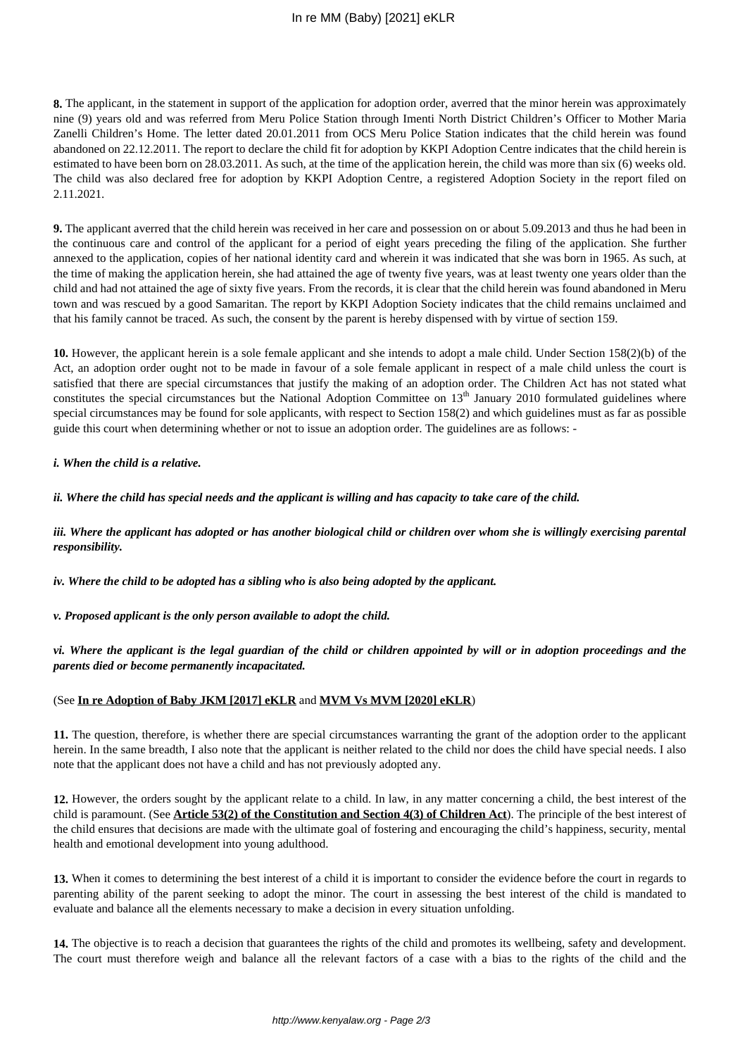**8.** The applicant, in the statement in support of the application for adoption order, averred that the minor herein was approximately nine (9) years old and was referred from Meru Police Station through Imenti North District Children's Officer to Mother Maria Zanelli Children's Home. The letter dated 20.01.2011 from OCS Meru Police Station indicates that the child herein was found abandoned on 22.12.2011. The report to declare the child fit for adoption by KKPI Adoption Centre indicates that the child herein is estimated to have been born on 28.03.2011. As such, at the time of the application herein, the child was more than six (6) weeks old. The child was also declared free for adoption by KKPI Adoption Centre, a registered Adoption Society in the report filed on 2.11.2021.

**9.** The applicant averred that the child herein was received in her care and possession on or about 5.09.2013 and thus he had been in the continuous care and control of the applicant for a period of eight years preceding the filing of the application. She further annexed to the application, copies of her national identity card and wherein it was indicated that she was born in 1965. As such, at the time of making the application herein, she had attained the age of twenty five years, was at least twenty one years older than the child and had not attained the age of sixty five years. From the records, it is clear that the child herein was found abandoned in Meru town and was rescued by a good Samaritan. The report by KKPI Adoption Society indicates that the child remains unclaimed and that his family cannot be traced. As such, the consent by the parent is hereby dispensed with by virtue of section 159.

**10.** However, the applicant herein is a sole female applicant and she intends to adopt a male child. Under Section 158(2)(b) of the Act, an adoption order ought not to be made in favour of a sole female applicant in respect of a male child unless the court is satisfied that there are special circumstances that justify the making of an adoption order. The Children Act has not stated what constitutes the special circumstances but the National Adoption Committee on 13th January 2010 formulated guidelines where special circumstances may be found for sole applicants, with respect to Section 158(2) and which guidelines must as far as possible guide this court when determining whether or not to issue an adoption order. The guidelines are as follows: -

***i. When the child is a relative.***

***ii. Where the child has special needs and the applicant is willing and has capacity to take care of the child.***

***iii. Where the applicant has adopted or has another biological child or children over whom she is willingly exercising parental responsibility.***

***iv. Where the child to be adopted has a sibling who is also being adopted by the applicant.***

***v. Proposed applicant is the only person available to adopt the child.***

***vi. Where the applicant is the legal guardian of the child or children appointed by will or in adoption proceedings and the parents died or become permanently incapacitated.***

(See **In re Adoption of Baby JKM [2017] eKLR** and **MVM Vs MVM [2020] eKLR**)

**11.** The question, therefore, is whether there are special circumstances warranting the grant of the adoption order to the applicant herein. In the same breadth, I also note that the applicant is neither related to the child nor does the child have special needs. I also note that the applicant does not have a child and has not previously adopted any.

**12.** However, the orders sought by the applicant relate to a child. In law, in any matter concerning a child, the best interest of the child is paramount. (See **Article 53(2) of the Constitution and Section 4(3) of Children Act**). The principle of the best interest of the child ensures that decisions are made with the ultimate goal of fostering and encouraging the child's happiness, security, mental health and emotional development into young adulthood.

**13.** When it comes to determining the best interest of a child it is important to consider the evidence before the court in regards to parenting ability of the parent seeking to adopt the minor. The court in assessing the best interest of the child is mandated to evaluate and balance all the elements necessary to make a decision in every situation unfolding.

**14.** The objective is to reach a decision that guarantees the rights of the child and promotes its wellbeing, safety and development. The court must therefore weigh and balance all the relevant factors of a case with a bias to the rights of the child and the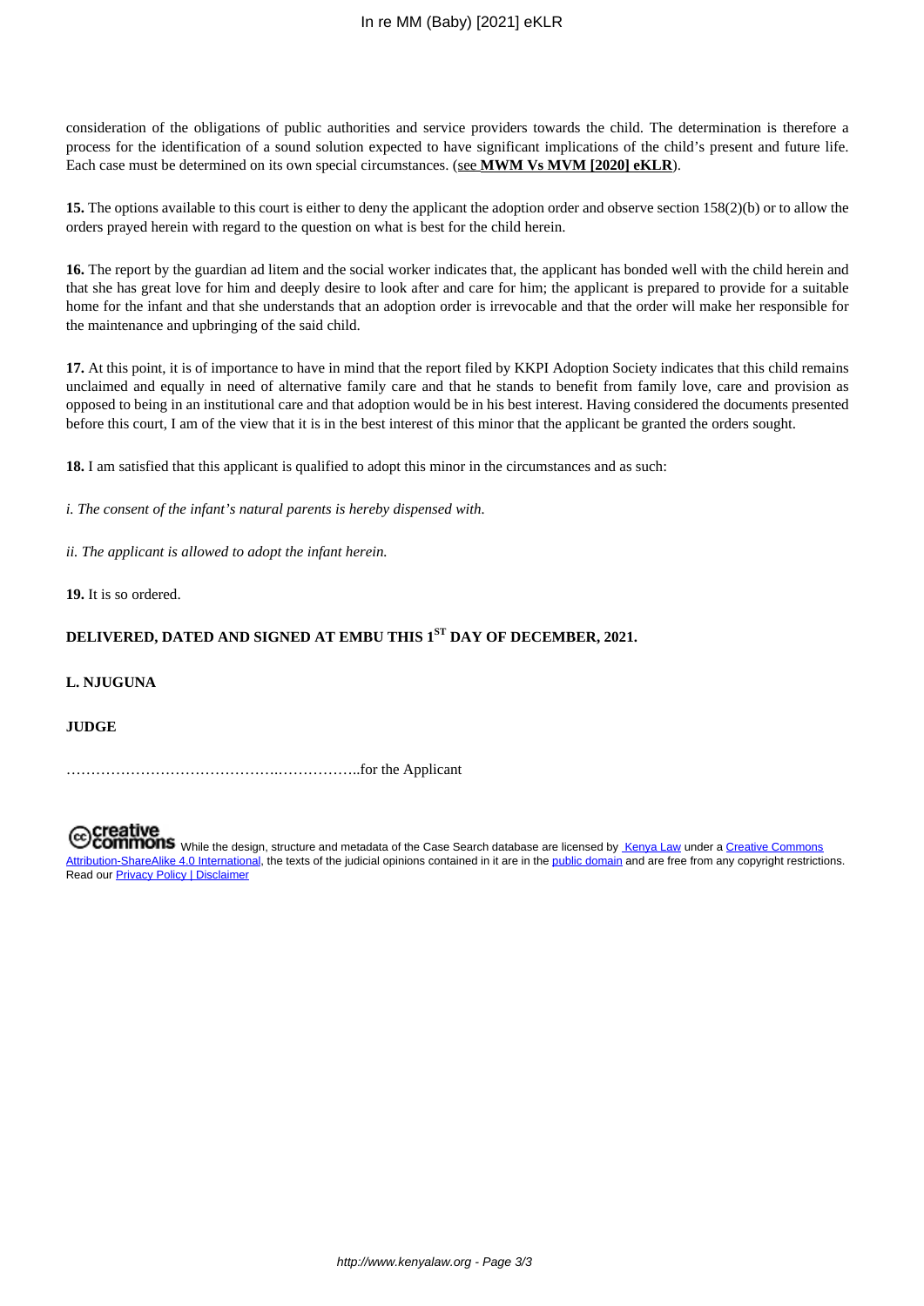consideration of the obligations of public authorities and service providers towards the child. The determination is therefore a process for the identification of a sound solution expected to have significant implications of the child's present and future life. Each case must be determined on its own special circumstances. (see **MWM Vs MVM [2020] eKLR**).

**15.** The options available to this court is either to deny the applicant the adoption order and observe section 158(2)(b) or to allow the orders prayed herein with regard to the question on what is best for the child herein.

**16.** The report by the guardian ad litem and the social worker indicates that, the applicant has bonded well with the child herein and that she has great love for him and deeply desire to look after and care for him; the applicant is prepared to provide for a suitable home for the infant and that she understands that an adoption order is irrevocable and that the order will make her responsible for the maintenance and upbringing of the said child.

**17.** At this point, it is of importance to have in mind that the report filed by KKPI Adoption Society indicates that this child remains unclaimed and equally in need of alternative family care and that he stands to benefit from family love, care and provision as opposed to being in an institutional care and that adoption would be in his best interest. Having considered the documents presented before this court, I am of the view that it is in the best interest of this minor that the applicant be granted the orders sought.

**18.** I am satisfied that this applicant is qualified to adopt this minor in the circumstances and as such:

*i. The consent of the infant's natural parents is hereby dispensed with.*

*ii. The applicant is allowed to adopt the infant herein.*

**19.** It is so ordered.

**DELIVERED, DATED AND SIGNED AT EMBU THIS 1ST DAY OF DECEMBER, 2021.**

**L. NJUGUNA**

**JUDGE**

……………………………………..……………..for the Applicant

While the design, structure and metadata of the Case Search database are licensed by Kenya Law under a Creative Commons Attribution-ShareAlike 4.0 International, the texts of the judicial opinions contained in it are in the public domain and are free from any copyright restrictions. Read our Privacy Policy | Disclaimer